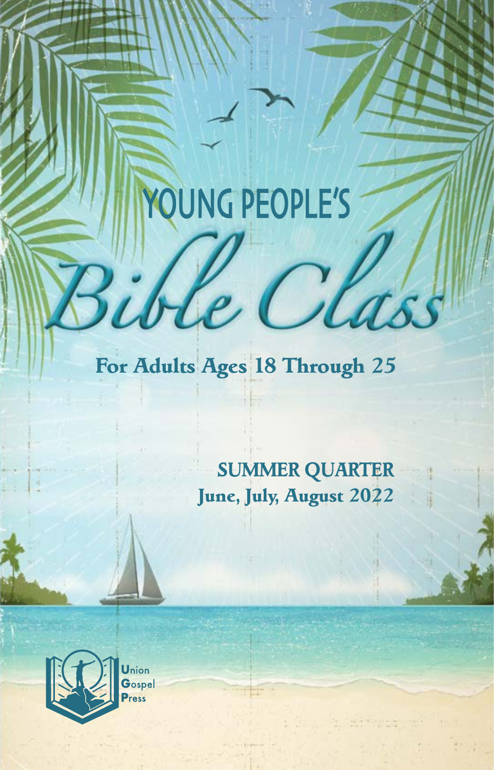# YOUNG PEOPLE'S

# Bible Class

## For Adults Ages 18 Through 25

**SUMMER QUARTER**
**June, July, August 2022**

Union
Gospel
Press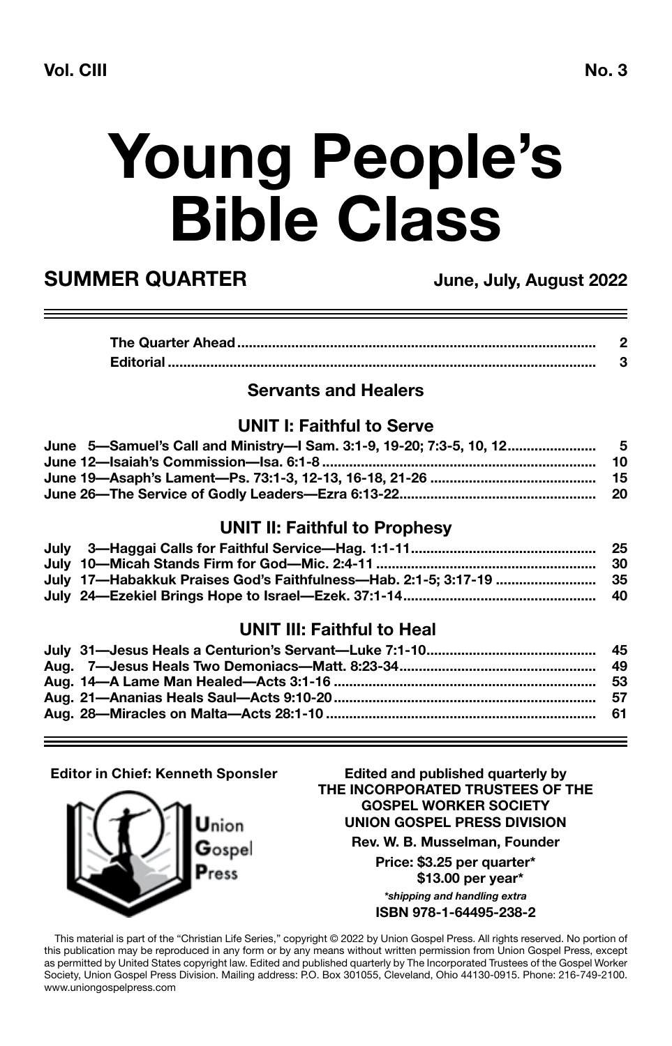**Vol. CIII** **No. 3**

# Young People's Bible Class

## SUMMER QUARTER

**June, July, August 2022**

| | |
|---|---|
| **The Quarter Ahead** | **2** |
| **Editorial** | **3** |

### Servants and Healers

### UNIT I: Faithful to Serve

| | |
|---|---|
| June 5—Samuel's Call and Ministry—I Sam. 3:1-9, 19-20; 7:3-5, 10, 12 | 5 |
| June 12—Isaiah's Commission—Isa. 6:1-8 | 10 |
| June 19—Asaph's Lament—Ps. 73:1-3, 12-13, 16-18, 21-26 | 15 |
| June 26—The Service of Godly Leaders—Ezra 6:13-22 | 20 |

### UNIT II: Faithful to Prophesy

| | |
|---|---|
| July 3—Haggai Calls for Faithful Service—Hag. 1:1-11 | 25 |
| July 10—Micah Stands Firm for God—Mic. 2:4-11 | 30 |
| July 17—Habakkuk Praises God's Faithfulness—Hab. 2:1-5; 3:17-19 | 35 |
| July 24—Ezekiel Brings Hope to Israel—Ezek. 37:1-14 | 40 |

### UNIT III: Faithful to Heal

| | |
|---|---|
| July 31—Jesus Heals a Centurion's Servant—Luke 7:1-10 | 45 |
| Aug. 7—Jesus Heals Two Demoniacs—Matt. 8:23-34 | 49 |
| Aug. 14—A Lame Man Healed—Acts 3:1-16 | 53 |
| Aug. 21—Ananias Heals Saul—Acts 9:10-20 | 57 |
| Aug. 28—Miracles on Malta—Acts 28:1-10 | 61 |

**Editor in Chief: Kenneth Sponsler**

Union Gospel Press

**Edited and published quarterly by**
**THE INCORPORATED TRUSTEES OF THE GOSPEL WORKER SOCIETY**
**UNION GOSPEL PRESS DIVISION**

**Rev. W. B. Musselman, Founder**

**Price: $3.25 per quarter***
**$13.00 per year***

***shipping and handling extra***

**ISBN 978-1-64495-238-2**

This material is part of the "Christian Life Series," copyright © 2022 by Union Gospel Press. All rights reserved. No portion of this publication may be reproduced in any form or by any means without written permission from Union Gospel Press, except as permitted by United States copyright law. Edited and published quarterly by The Incorporated Trustees of the Gospel Worker Society, Union Gospel Press Division. Mailing address: P.O. Box 301055, Cleveland, Ohio 44130-0915. Phone: 216-749-2100. www.uniongospelpress.com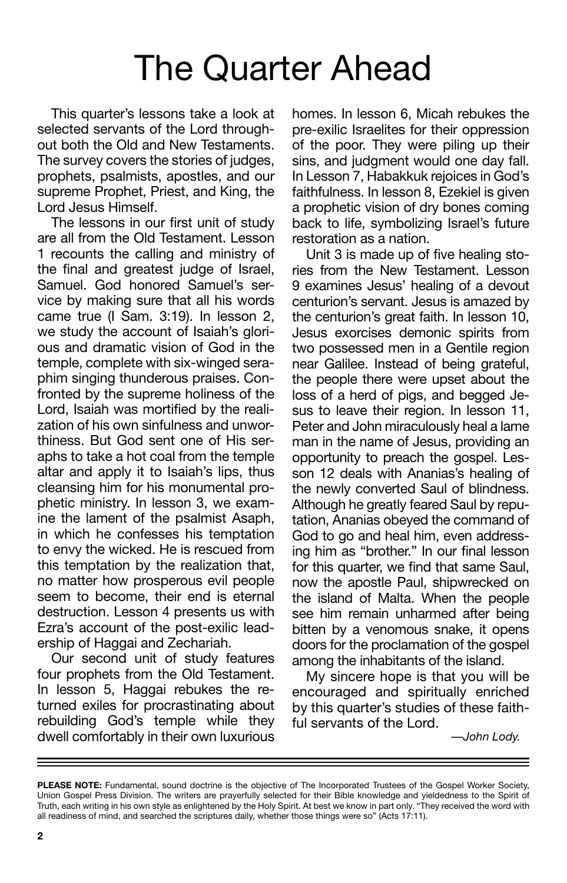# The Quarter Ahead

This quarter's lessons take a look at selected servants of the Lord throughout both the Old and New Testaments. The survey covers the stories of judges, prophets, psalmists, apostles, and our supreme Prophet, Priest, and King, the Lord Jesus Himself.

The lessons in our first unit of study are all from the Old Testament. Lesson 1 recounts the calling and ministry of the final and greatest judge of Israel, Samuel. God honored Samuel's service by making sure that all his words came true (I Sam. 3:19). In lesson 2, we study the account of Isaiah's glorious and dramatic vision of God in the temple, complete with six-winged seraphim singing thunderous praises. Confronted by the supreme holiness of the Lord, Isaiah was mortified by the realization of his own sinfulness and unworthiness. But God sent one of His seraphs to take a hot coal from the temple altar and apply it to Isaiah's lips, thus cleansing him for his monumental prophetic ministry. In lesson 3, we examine the lament of the psalmist Asaph, in which he confesses his temptation to envy the wicked. He is rescued from this temptation by the realization that, no matter how prosperous evil people seem to become, their end is eternal destruction. Lesson 4 presents us with Ezra's account of the post-exilic leadership of Haggai and Zechariah.

Our second unit of study features four prophets from the Old Testament. In lesson 5, Haggai rebukes the returned exiles for procrastinating about rebuilding God's temple while they dwell comfortably in their own luxurious homes. In lesson 6, Micah rebukes the pre-exilic Israelites for their oppression of the poor. They were piling up their sins, and judgment would one day fall. In Lesson 7, Habakkuk rejoices in God's faithfulness. In lesson 8, Ezekiel is given a prophetic vision of dry bones coming back to life, symbolizing Israel's future restoration as a nation.

Unit 3 is made up of five healing stories from the New Testament. Lesson 9 examines Jesus' healing of a devout centurion's servant. Jesus is amazed by the centurion's great faith. In lesson 10, Jesus exorcises demonic spirits from two possessed men in a Gentile region near Galilee. Instead of being grateful, the people there were upset about the loss of a herd of pigs, and begged Jesus to leave their region. In lesson 11, Peter and John miraculously heal a lame man in the name of Jesus, providing an opportunity to preach the gospel. Lesson 12 deals with Ananias's healing of the newly converted Saul of blindness. Although he greatly feared Saul by reputation, Ananias obeyed the command of God to go and heal him, even addressing him as "brother." In our final lesson for this quarter, we find that same Saul, now the apostle Paul, shipwrecked on the island of Malta. When the people see him remain unharmed after being bitten by a venomous snake, it opens doors for the proclamation of the gospel among the inhabitants of the island.

My sincere hope is that you will be encouraged and spiritually enriched by this quarter's studies of these faithful servants of the Lord.

*—John Lody.*

---

**PLEASE NOTE:** Fundamental, sound doctrine is the objective of The Incorporated Trustees of the Gospel Worker Society, Union Gospel Press Division. The writers are prayerfully selected for their Bible knowledge and yieldedness to the Spirit of Truth, each writing in his own style as enlightened by the Holy Spirit. At best we know in part only. "They received the word with all readiness of mind, and searched the scriptures daily, whether those things were so" (Acts 17:11).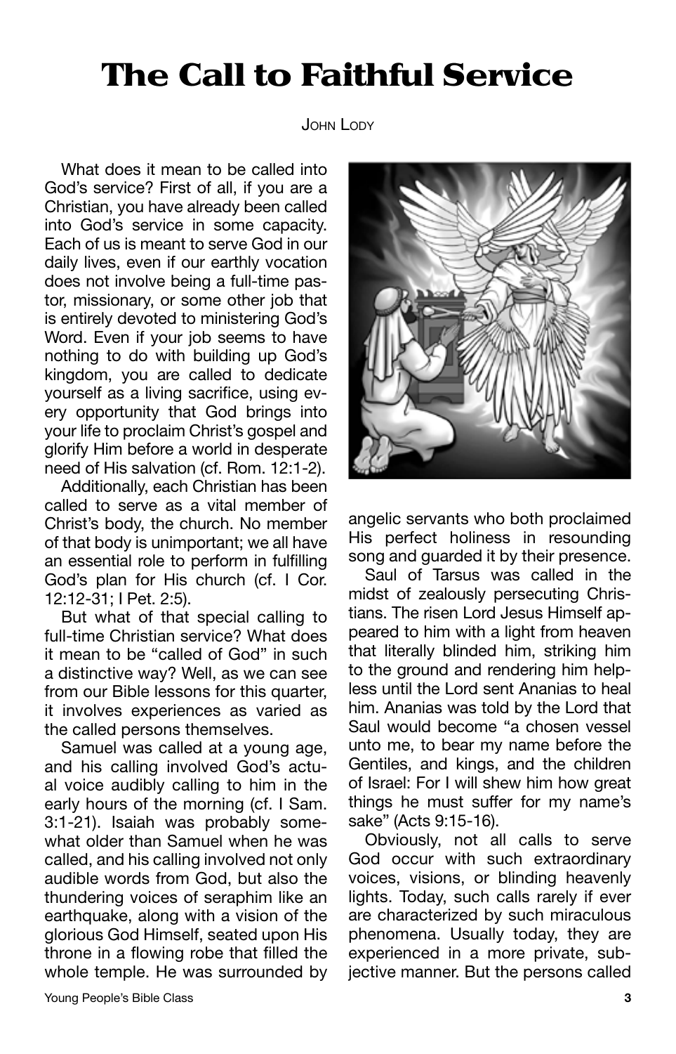# The Call to Faithful Service

John Lody

What does it mean to be called into God's service? First of all, if you are a Christian, you have already been called into God's service in some capacity. Each of us is meant to serve God in our daily lives, even if our earthly vocation does not involve being a full-time pastor, missionary, or some other job that is entirely devoted to ministering God's Word. Even if your job seems to have nothing to do with building up God's kingdom, you are called to dedicate yourself as a living sacrifice, using every opportunity that God brings into your life to proclaim Christ's gospel and glorify Him before a world in desperate need of His salvation (cf. Rom. 12:1-2).

Additionally, each Christian has been called to serve as a vital member of Christ's body, the church. No member of that body is unimportant; we all have an essential role to perform in fulfilling God's plan for His church (cf. I Cor. 12:12-31; I Pet. 2:5).

But what of that special calling to full-time Christian service? What does it mean to be "called of God" in such a distinctive way? Well, as we can see from our Bible lessons for this quarter, it involves experiences as varied as the called persons themselves.

Samuel was called at a young age, and his calling involved God's actual voice audibly calling to him in the early hours of the morning (cf. I Sam. 3:1-21). Isaiah was probably somewhat older than Samuel when he was called, and his calling involved not only audible words from God, but also the thundering voices of seraphim like an earthquake, along with a vision of the glorious God Himself, seated upon His throne in a flowing robe that filled the whole temple. He was surrounded by angelic servants who both proclaimed His perfect holiness in resounding song and guarded it by their presence.

Saul of Tarsus was called in the midst of zealously persecuting Christians. The risen Lord Jesus Himself appeared to him with a light from heaven that literally blinded him, striking him to the ground and rendering him helpless until the Lord sent Ananias to heal him. Ananias was told by the Lord that Saul would become "a chosen vessel unto me, to bear my name before the Gentiles, and kings, and the children of Israel: For I will shew him how great things he must suffer for my name's sake" (Acts 9:15-16).

Obviously, not all calls to serve God occur with such extraordinary voices, visions, or blinding heavenly lights. Today, such calls rarely if ever are characterized by such miraculous phenomena. Usually today, they are experienced in a more private, subjective manner. But the persons called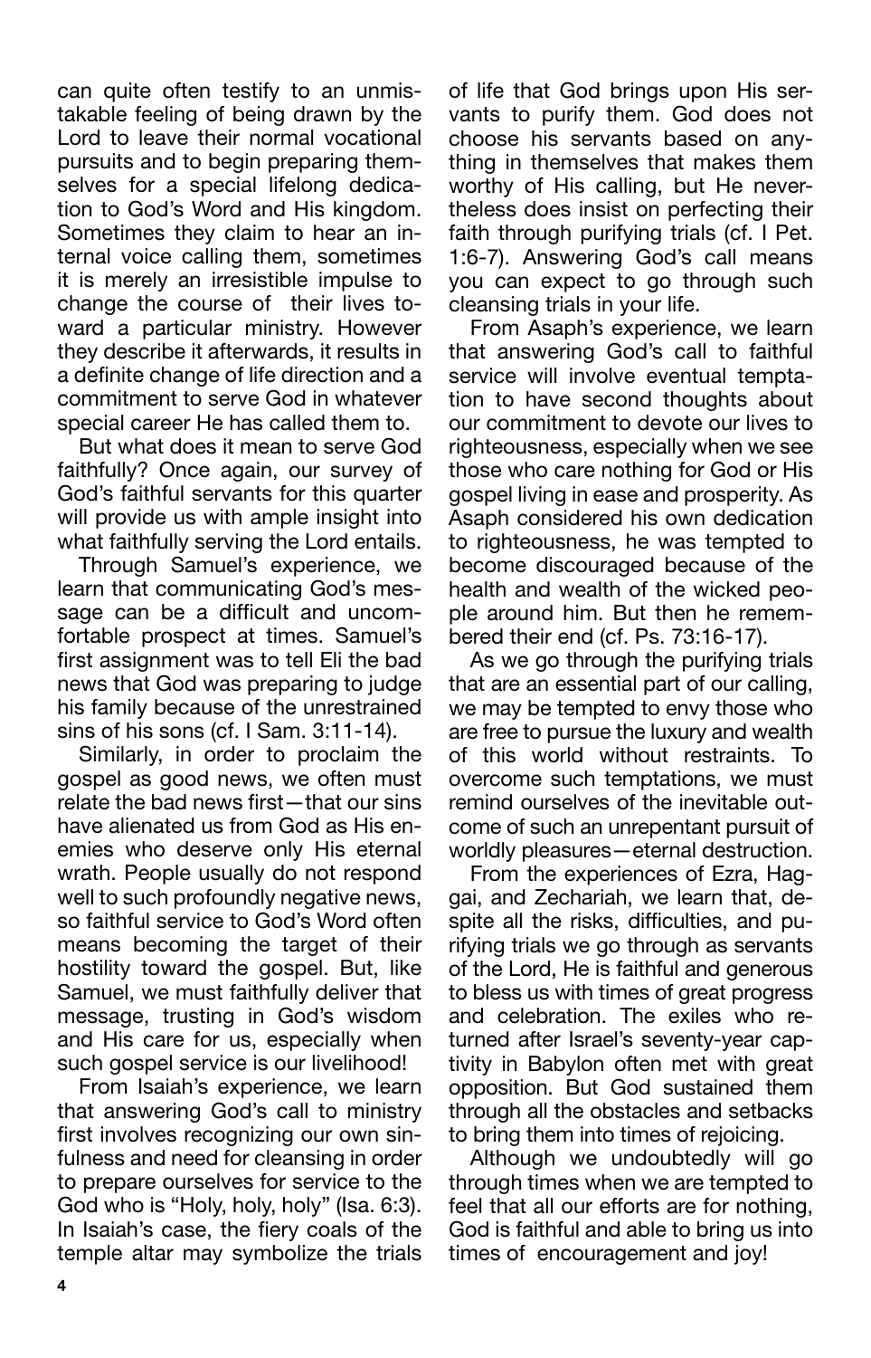can quite often testify to an unmistakable feeling of being drawn by the Lord to leave their normal vocational pursuits and to begin preparing themselves for a special lifelong dedication to God's Word and His kingdom. Sometimes they claim to hear an internal voice calling them, sometimes it is merely an irresistible impulse to change the course of their lives toward a particular ministry. However they describe it afterwards, it results in a definite change of life direction and a commitment to serve God in whatever special career He has called them to.

But what does it mean to serve God faithfully? Once again, our survey of God's faithful servants for this quarter will provide us with ample insight into what faithfully serving the Lord entails.

Through Samuel's experience, we learn that communicating God's message can be a difficult and uncomfortable prospect at times. Samuel's first assignment was to tell Eli the bad news that God was preparing to judge his family because of the unrestrained sins of his sons (cf. I Sam. 3:11-14).

Similarly, in order to proclaim the gospel as good news, we often must relate the bad news first—that our sins have alienated us from God as His enemies who deserve only His eternal wrath. People usually do not respond well to such profoundly negative news, so faithful service to God's Word often means becoming the target of their hostility toward the gospel. But, like Samuel, we must faithfully deliver that message, trusting in God's wisdom and His care for us, especially when such gospel service is our livelihood!

From Isaiah's experience, we learn that answering God's call to ministry first involves recognizing our own sinfulness and need for cleansing in order to prepare ourselves for service to the God who is "Holy, holy, holy" (Isa. 6:3). In Isaiah's case, the fiery coals of the temple altar may symbolize the trials of life that God brings upon His servants to purify them. God does not choose his servants based on anything in themselves that makes them worthy of His calling, but He nevertheless does insist on perfecting their faith through purifying trials (cf. I Pet. 1:6-7). Answering God's call means you can expect to go through such cleansing trials in your life.

From Asaph's experience, we learn that answering God's call to faithful service will involve eventual temptation to have second thoughts about our commitment to devote our lives to righteousness, especially when we see those who care nothing for God or His gospel living in ease and prosperity. As Asaph considered his own dedication to righteousness, he was tempted to become discouraged because of the health and wealth of the wicked people around him. But then he remembered their end (cf. Ps. 73:16-17).

As we go through the purifying trials that are an essential part of our calling, we may be tempted to envy those who are free to pursue the luxury and wealth of this world without restraints. To overcome such temptations, we must remind ourselves of the inevitable outcome of such an unrepentant pursuit of worldly pleasures—eternal destruction.

From the experiences of Ezra, Haggai, and Zechariah, we learn that, despite all the risks, difficulties, and purifying trials we go through as servants of the Lord, He is faithful and generous to bless us with times of great progress and celebration. The exiles who returned after Israel's seventy-year captivity in Babylon often met with great opposition. But God sustained them through all the obstacles and setbacks to bring them into times of rejoicing.

Although we undoubtedly will go through times when we are tempted to feel that all our efforts are for nothing, God is faithful and able to bring us into times of encouragement and joy!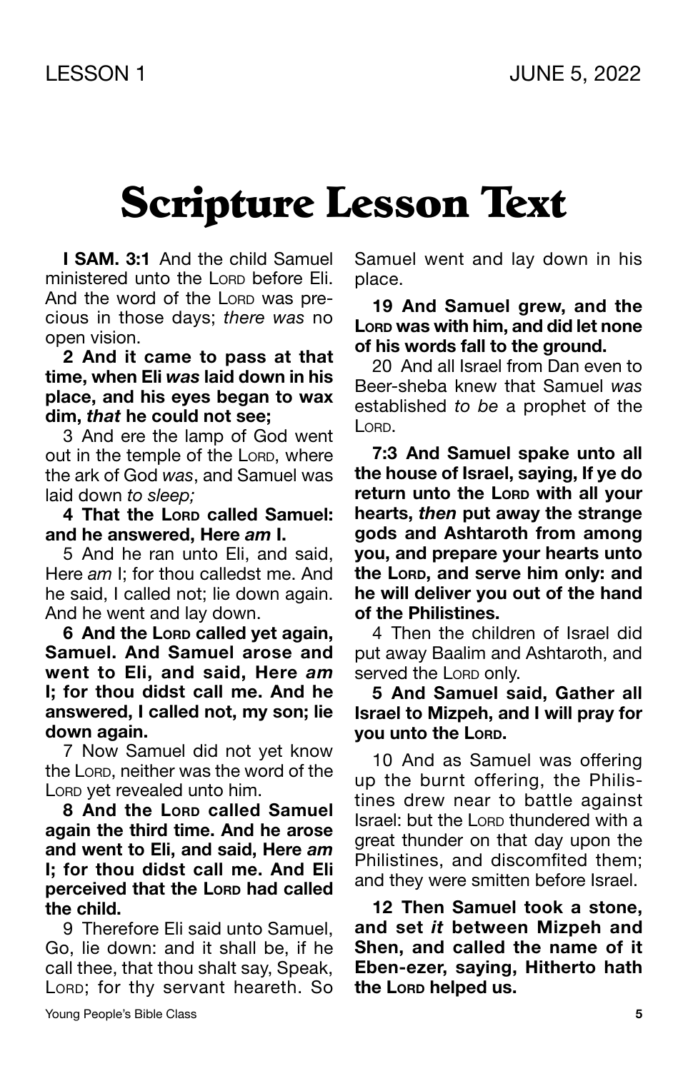# Scripture Lesson Text

**I SAM. 3:1** And the child Samuel ministered unto the LORD before Eli. And the word of the LORD was precious in those days; *there was* no open vision.

**2 And it came to pass at that time, when Eli *was* laid down in his place, and his eyes began to wax dim, *that* he could not see;**

3 And ere the lamp of God went out in the temple of the LORD, where the ark of God *was*, and Samuel was laid down *to sleep;*

**4 That the LORD called Samuel: and he answered, Here *am* I.**

5 And he ran unto Eli, and said, Here *am* I; for thou calledst me. And he said, I called not; lie down again. And he went and lay down.

**6 And the LORD called yet again, Samuel. And Samuel arose and went to Eli, and said, Here *am* I; for thou didst call me. And he answered, I called not, my son; lie down again.**

7 Now Samuel did not yet know the LORD, neither was the word of the LORD yet revealed unto him.

**8 And the LORD called Samuel again the third time. And he arose and went to Eli, and said, Here *am* I; for thou didst call me. And Eli perceived that the LORD had called the child.**

9 Therefore Eli said unto Samuel, Go, lie down: and it shall be, if he call thee, that thou shalt say, Speak, LORD; for thy servant heareth. So Samuel went and lay down in his place.

**19 And Samuel grew, and the LORD was with him, and did let none of his words fall to the ground.**

20 And all Israel from Dan even to Beer-sheba knew that Samuel *was* established *to be* a prophet of the LORD.

**7:3 And Samuel spake unto all the house of Israel, saying, If ye do return unto the LORD with all your hearts, *then* put away the strange gods and Ashtaroth from among you, and prepare your hearts unto the LORD, and serve him only: and he will deliver you out of the hand of the Philistines.**

4 Then the children of Israel did put away Baalim and Ashtaroth, and served the LORD only.

**5 And Samuel said, Gather all Israel to Mizpeh, and I will pray for you unto the LORD.**

10 And as Samuel was offering up the burnt offering, the Philistines drew near to battle against Israel: but the LORD thundered with a great thunder on that day upon the Philistines, and discomfited them; and they were smitten before Israel.

**12 Then Samuel took a stone, and set *it* between Mizpeh and Shen, and called the name of it Eben-ezer, saying, Hitherto hath the LORD helped us.**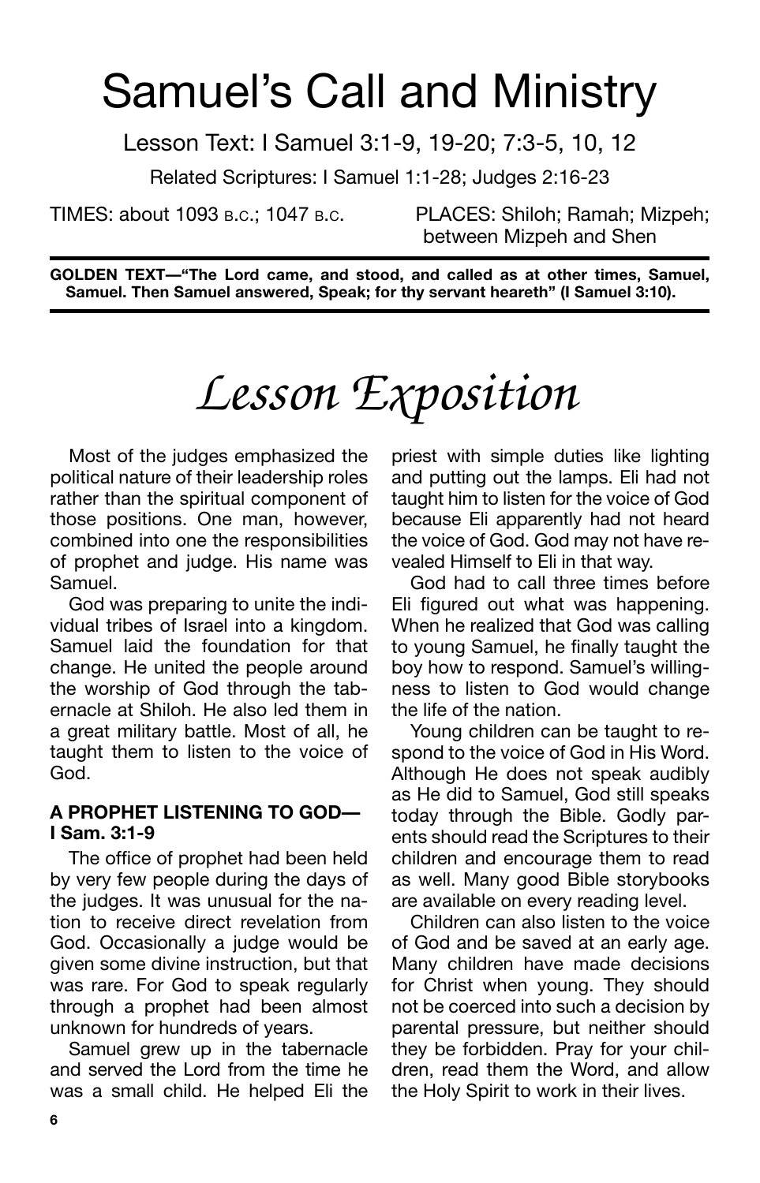# Samuel's Call and Ministry

Lesson Text: I Samuel 3:1-9, 19-20; 7:3-5, 10, 12

Related Scriptures: I Samuel 1:1-28; Judges 2:16-23

TIMES: about 1093 B.C.; 1047 B.C.

PLACES: Shiloh; Ramah; Mizpeh; between Mizpeh and Shen

**GOLDEN TEXT—"The Lord came, and stood, and called as at other times, Samuel, Samuel. Then Samuel answered, Speak; for thy servant heareth" (I Samuel 3:10).**

## *Lesson Exposition*

Most of the judges emphasized the political nature of their leadership roles rather than the spiritual component of those positions. One man, however, combined into one the responsibilities of prophet and judge. His name was Samuel.

God was preparing to unite the individual tribes of Israel into a kingdom. Samuel laid the foundation for that change. He united the people around the worship of God through the tabernacle at Shiloh. He also led them in a great military battle. Most of all, he taught them to listen to the voice of God.

### A PROPHET LISTENING TO GOD—I Sam. 3:1-9

The office of prophet had been held by very few people during the days of the judges. It was unusual for the nation to receive direct revelation from God. Occasionally a judge would be given some divine instruction, but that was rare. For God to speak regularly through a prophet had been almost unknown for hundreds of years.

Samuel grew up in the tabernacle and served the Lord from the time he was a small child. He helped Eli the priest with simple duties like lighting and putting out the lamps. Eli had not taught him to listen for the voice of God because Eli apparently had not heard the voice of God. God may not have revealed Himself to Eli in that way.

God had to call three times before Eli figured out what was happening. When he realized that God was calling to young Samuel, he finally taught the boy how to respond. Samuel's willingness to listen to God would change the life of the nation.

Young children can be taught to respond to the voice of God in His Word. Although He does not speak audibly as He did to Samuel, God still speaks today through the Bible. Godly parents should read the Scriptures to their children and encourage them to read as well. Many good Bible storybooks are available on every reading level.

Children can also listen to the voice of God and be saved at an early age. Many children have made decisions for Christ when young. They should not be coerced into such a decision by parental pressure, but neither should they be forbidden. Pray for your children, read them the Word, and allow the Holy Spirit to work in their lives.